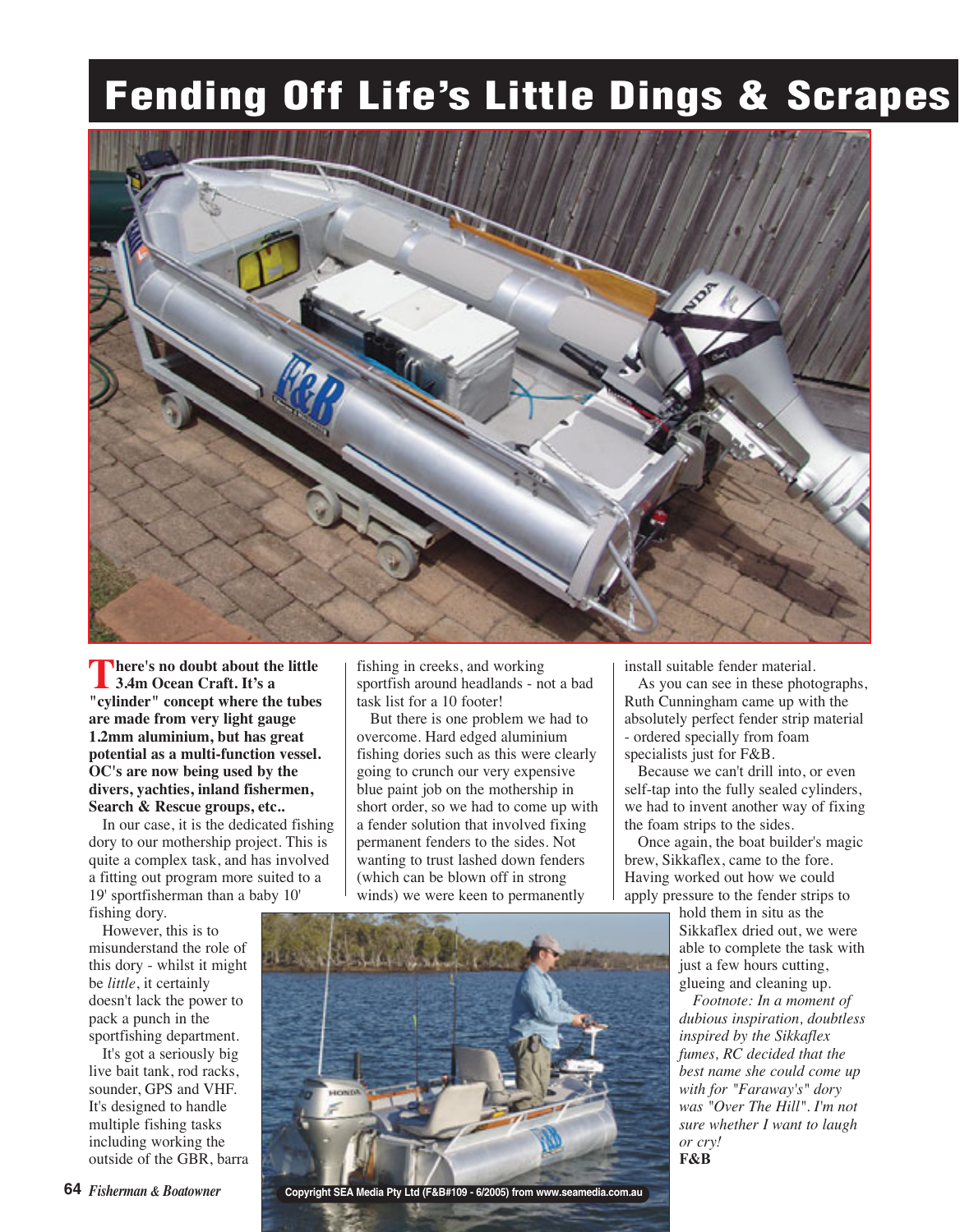# Fending Off Life's Little Dings & Scrapes

**There's no doubt about the little 3.4m Ocean Craft. It's a "cylinder" concept where the tubes are made from very light gauge 1.2mm aluminium, but has great potential as a multi-function vessel. OC's are now being used by the divers, yachties, inland fishermen, Search & Rescue groups, etc..**

In our case, it is the dedicated fishing dory to our mothership project. This is quite a complex task, and has involved a fitting out program more suited to a 19' sportfisherman than a baby 10' fishing dory.

However, this is to misunderstand the role of this dory - whilst it might be *little*, it certainly doesn't lack the power to pack a punch in the sportfishing department.

It's got a seriously big live bait tank, rod racks, sounder, GPS and VHF. It's designed to handle multiple fishing tasks including working the outside of the GBR, barra fishing in creeks, and working sportfish around headlands - not a bad task list for a 10 footer!

But there is one problem we had to overcome. Hard edged aluminium fishing dories such as this were clearly going to crunch our very expensive blue paint job on the mothership in short order, so we had to come up with a fender solution that involved fixing permanent fenders to the sides. Not wanting to trust lashed down fenders (which can be blown off in strong winds) we were keen to permanently install suitable fender material.

As you can see in these photographs, Ruth Cunningham came up with the absolutely perfect fender strip material - ordered specially from foam specialists just for F&B.

Because we can't drill into, or even self-tap into the fully sealed cylinders, we had to invent another way of fixing the foam strips to the sides.

Once again, the boat builder's magic brew, Sikkaflex, came to the fore. Having worked out how we could apply pressure to the fender strips to hold them in situ as the Sikkaflex dried out, we were able to complete the task with just a few hours cutting, glueing and cleaning up.

*Footnote: In a moment of dubious inspiration, doubtless inspired by the Sikkaflex fumes, RC decided that the best name she could come up with for "Faraway's" dory was "Over The Hill". I'm not sure whether I want to laugh or cry!*

**F&B**

Copyright SEA Media Pty Ltd (F&B#109 - 6/2005) from www.seamedia.com.au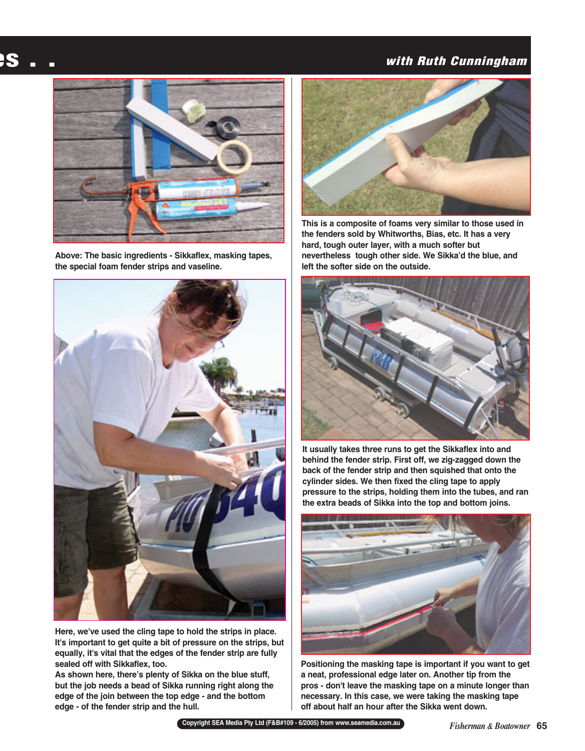Above: The basic ingredients - Sikkaflex, masking tapes, the special foam fender strips and vaseline.

Here, we've used the cling tape to hold the strips in place. It's important to get quite a bit of pressure on the strips, but equally, it's vital that the edges of the fender strip are fully sealed off with Sikkaflex, too.

As shown here, there's plenty of Sikka on the blue stuff, but the job needs a bead of Sikka running right along the edge of the join between the top edge - and the bottom edge - of the fender strip and the hull.

This is a composite of foams very similar to those used in the fenders sold by Whitworths, Bias, etc. It has a very hard, tough outer layer, with a much softer but nevertheless tough other side. We Sikka'd the blue, and left the softer side on the outside.

It usually takes three runs to get the Sikkaflex into and behind the fender strip. First off, we zig-zagged down the back of the fender strip and then squished that onto the cylinder sides. We then fixed the cling tape to apply pressure to the strips, holding them into the tubes, and ran the extra beads of Sikka into the top and bottom joins.

Positioning the masking tape is important if you want to get a neat, professional edge later on. Another tip from the pros - don't leave the masking tape on a minute longer than necessary. In this case, we were taking the masking tape off about half an hour after the Sikka went down.

Copyright SEA Media Pty Ltd (F&B#109 - 6/2005) from www.seamedia.com.au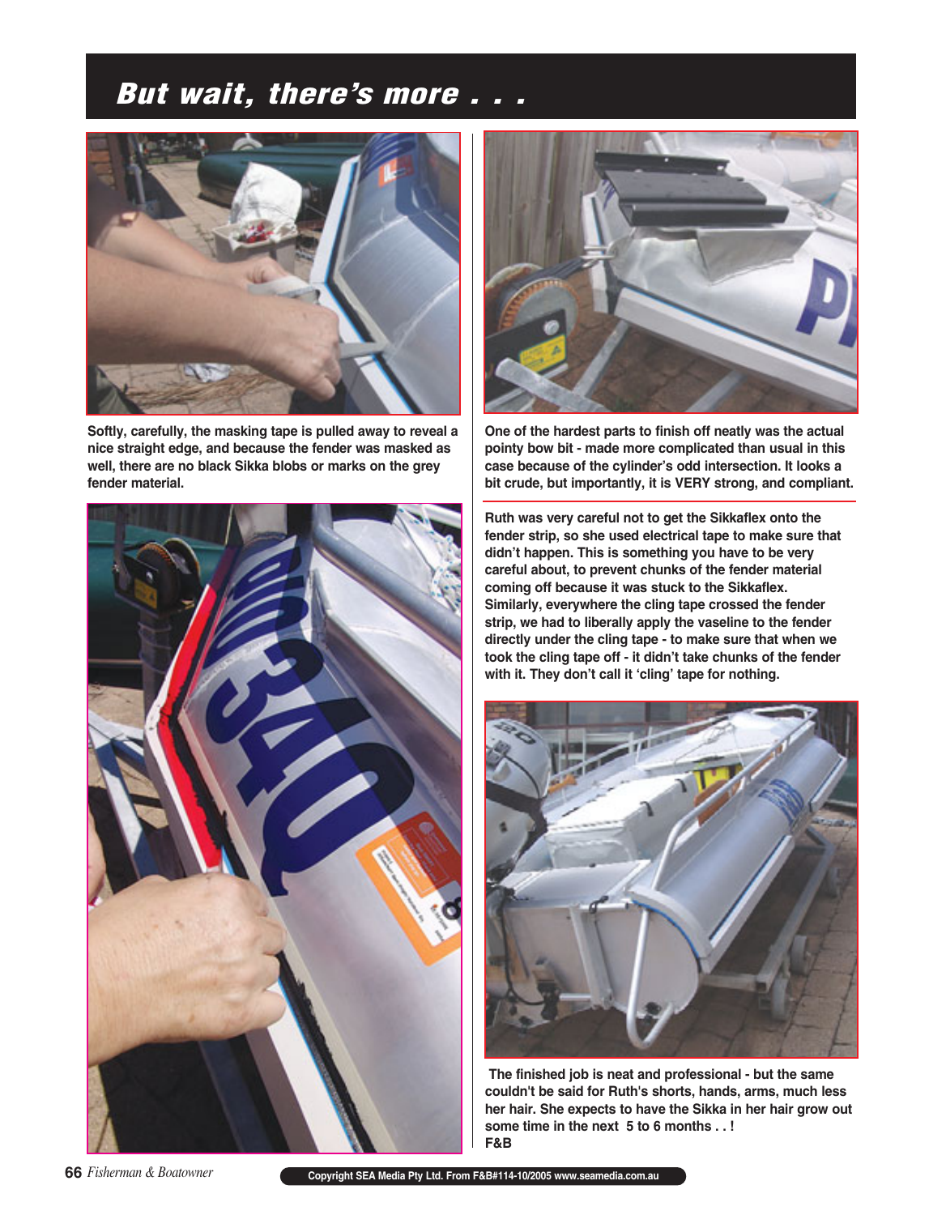# But wait, there's more . . .

**Softly, carefully, the masking tape is pulled away to reveal a nice straight edge, and because the fender was masked as well, there are no black Sikka blobs or marks on the grey fender material.**

**One of the hardest parts to finish off neatly was the actual pointy bow bit - made more complicated than usual in this case because of the cylinder's odd intersection. It looks a bit crude, but importantly, it is VERY strong, and compliant.**

**Ruth was very careful not to get the Sikkaflex onto the fender strip, so she used electrical tape to make sure that didn't happen. This is something you have to be very careful about, to prevent chunks of the fender material coming off because it was stuck to the Sikkaflex. Similarly, everywhere the cling tape crossed the fender strip, we had to liberally apply the vaseline to the fender directly under the cling tape - to make sure that when we took the cling tape off - it didn't take chunks of the fender with it. They don't call it 'cling' tape for nothing.**

**The finished job is neat and professional - but the same couldn't be said for Ruth's shorts, hands, arms, much less her hair. She expects to have the Sikka in her hair grow out some time in the next 5 to 6 months . . !**
**F&B**

Copyright SEA Media Pty Ltd. From F&B#114-10/2005 www.seamedia.com.au